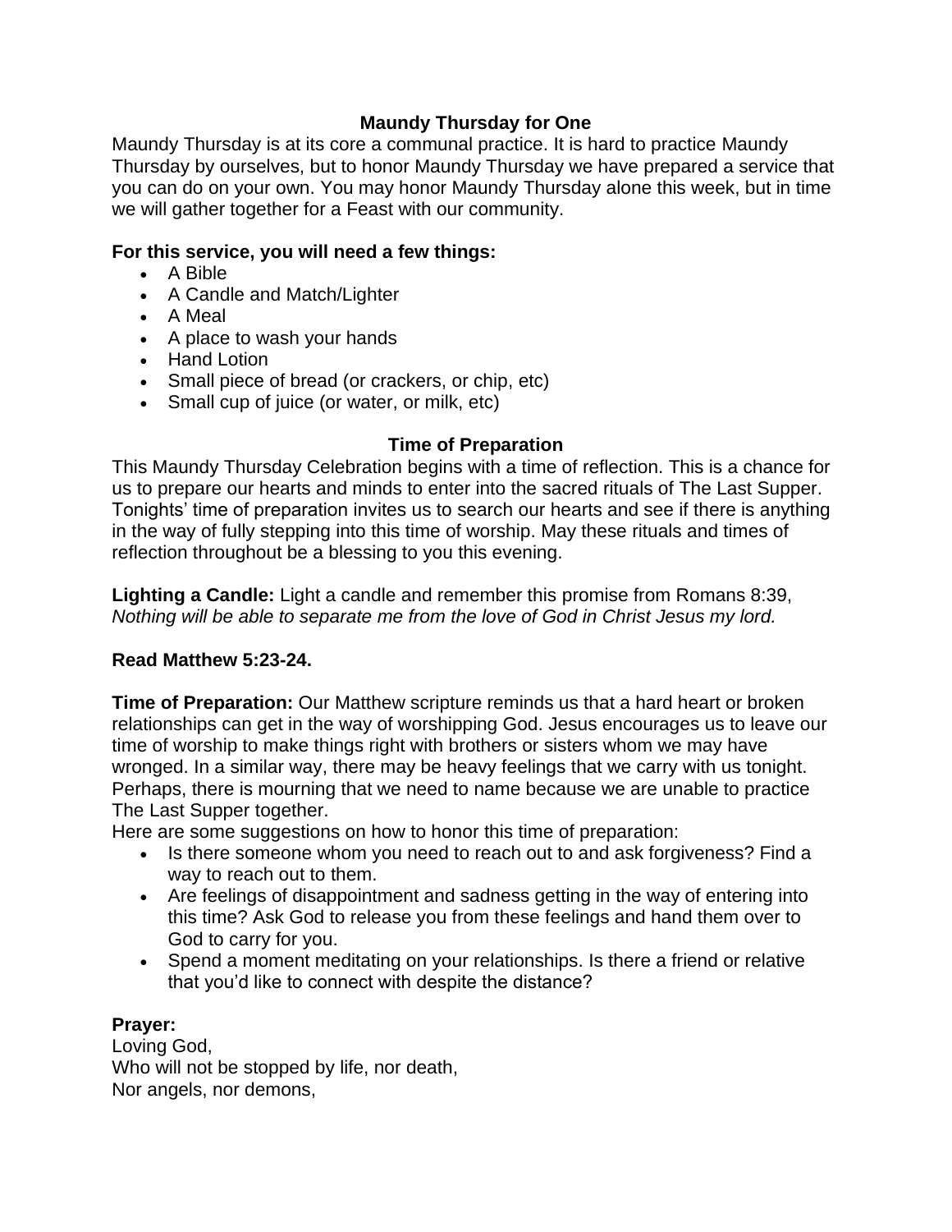# Maundy Thursday for One

Maundy Thursday is at its core a communal practice. It is hard to practice Maundy Thursday by ourselves, but to honor Maundy Thursday we have prepared a service that you can do on your own. You may honor Maundy Thursday alone this week, but in time we will gather together for a Feast with our community.

**For this service, you will need a few things:**

- A Bible
- A Candle and Match/Lighter
- A Meal
- A place to wash your hands
- Hand Lotion
- Small piece of bread (or crackers, or chip, etc)
- Small cup of juice (or water, or milk, etc)

## Time of Preparation

This Maundy Thursday Celebration begins with a time of reflection. This is a chance for us to prepare our hearts and minds to enter into the sacred rituals of The Last Supper. Tonights' time of preparation invites us to search our hearts and see if there is anything in the way of fully stepping into this time of worship. May these rituals and times of reflection throughout be a blessing to you this evening.

**Lighting a Candle:** Light a candle and remember this promise from Romans 8:39, *Nothing will be able to separate me from the love of God in Christ Jesus my lord.*

**Read Matthew 5:23-24.**

**Time of Preparation:** Our Matthew scripture reminds us that a hard heart or broken relationships can get in the way of worshipping God. Jesus encourages us to leave our time of worship to make things right with brothers or sisters whom we may have wronged. In a similar way, there may be heavy feelings that we carry with us tonight. Perhaps, there is mourning that we need to name because we are unable to practice The Last Supper together.

Here are some suggestions on how to honor this time of preparation:

- Is there someone whom you need to reach out to and ask forgiveness? Find a way to reach out to them.
- Are feelings of disappointment and sadness getting in the way of entering into this time? Ask God to release you from these feelings and hand them over to God to carry for you.
- Spend a moment meditating on your relationships. Is there a friend or relative that you'd like to connect with despite the distance?

**Prayer:**

Loving God,
Who will not be stopped by life, nor death,
Nor angels, nor demons,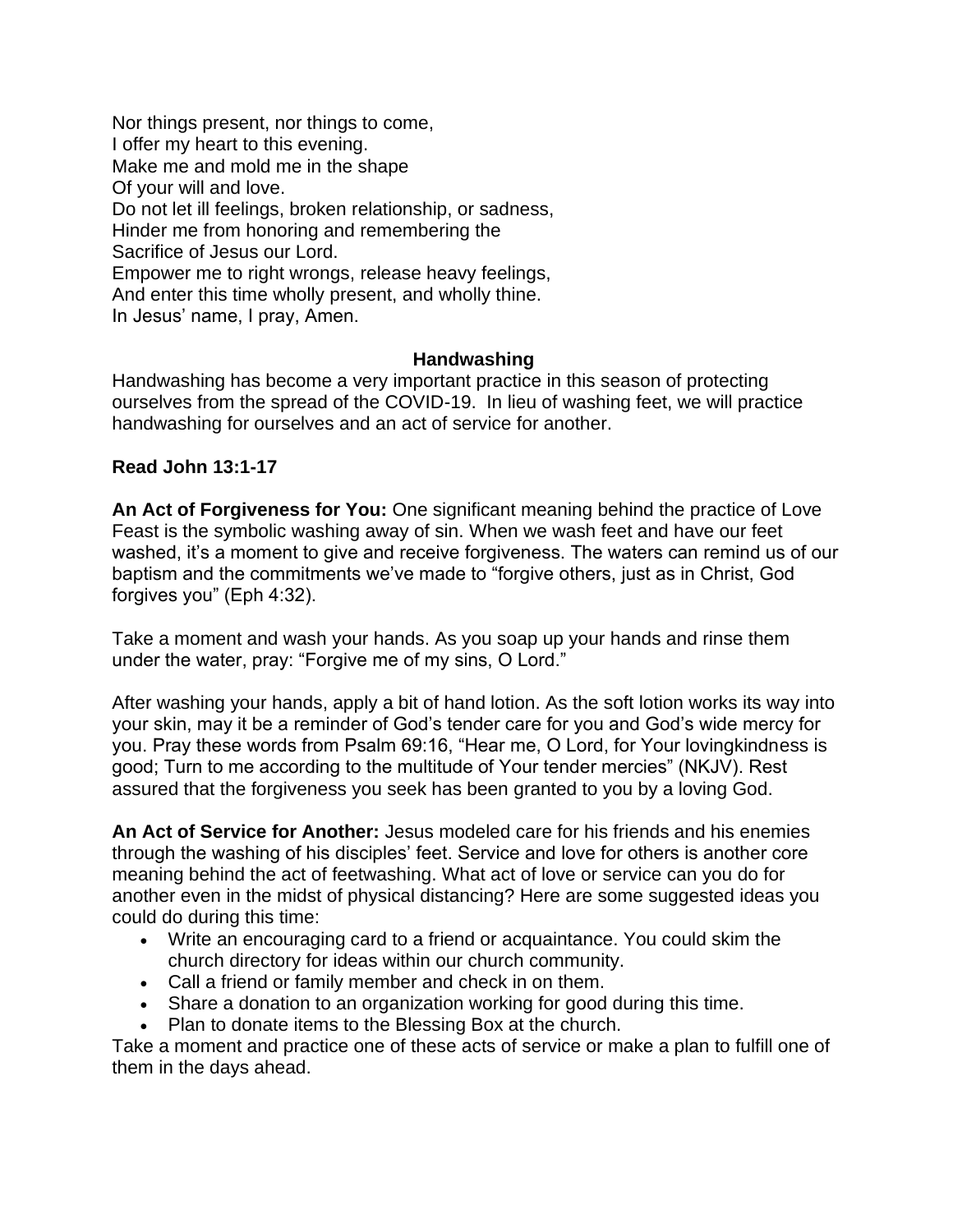Nor things present, nor things to come,
I offer my heart to this evening.
Make me and mold me in the shape
Of your will and love.
Do not let ill feelings, broken relationship, or sadness,
Hinder me from honoring and remembering the
Sacrifice of Jesus our Lord.
Empower me to right wrongs, release heavy feelings,
And enter this time wholly present, and wholly thine.
In Jesus' name, I pray, Amen.

## Handwashing

Handwashing has become a very important practice in this season of protecting ourselves from the spread of the COVID-19. In lieu of washing feet, we will practice handwashing for ourselves and an act of service for another.

**Read John 13:1-17**

**An Act of Forgiveness for You:** One significant meaning behind the practice of Love Feast is the symbolic washing away of sin. When we wash feet and have our feet washed, it's a moment to give and receive forgiveness. The waters can remind us of our baptism and the commitments we've made to "forgive others, just as in Christ, God forgives you" (Eph 4:32).

Take a moment and wash your hands. As you soap up your hands and rinse them under the water, pray: "Forgive me of my sins, O Lord."

After washing your hands, apply a bit of hand lotion. As the soft lotion works its way into your skin, may it be a reminder of God's tender care for you and God's wide mercy for you. Pray these words from Psalm 69:16, "Hear me, O Lord, for Your lovingkindness is good; Turn to me according to the multitude of Your tender mercies" (NKJV). Rest assured that the forgiveness you seek has been granted to you by a loving God.

**An Act of Service for Another:** Jesus modeled care for his friends and his enemies through the washing of his disciples' feet. Service and love for others is another core meaning behind the act of feetwashing. What act of love or service can you do for another even in the midst of physical distancing? Here are some suggested ideas you could do during this time:

- Write an encouraging card to a friend or acquaintance. You could skim the church directory for ideas within our church community.
- Call a friend or family member and check in on them.
- Share a donation to an organization working for good during this time.
- Plan to donate items to the Blessing Box at the church.

Take a moment and practice one of these acts of service or make a plan to fulfill one of them in the days ahead.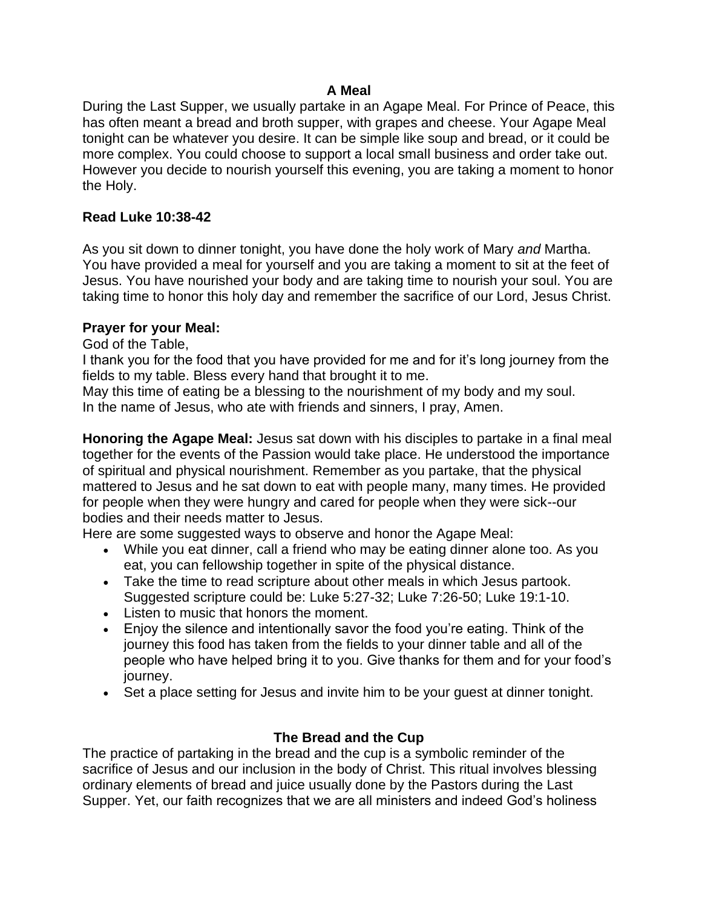## A Meal

During the Last Supper, we usually partake in an Agape Meal. For Prince of Peace, this has often meant a bread and broth supper, with grapes and cheese. Your Agape Meal tonight can be whatever you desire. It can be simple like soup and bread, or it could be more complex. You could choose to support a local small business and order take out. However you decide to nourish yourself this evening, you are taking a moment to honor the Holy.

**Read Luke 10:38-42**

As you sit down to dinner tonight, you have done the holy work of Mary *and* Martha. You have provided a meal for yourself and you are taking a moment to sit at the feet of Jesus. You have nourished your body and are taking time to nourish your soul. You are taking time to honor this holy day and remember the sacrifice of our Lord, Jesus Christ.

**Prayer for your Meal:**

God of the Table,
I thank you for the food that you have provided for me and for it's long journey from the fields to my table. Bless every hand that brought it to me.
May this time of eating be a blessing to the nourishment of my body and my soul.
In the name of Jesus, who ate with friends and sinners, I pray, Amen.

**Honoring the Agape Meal:** Jesus sat down with his disciples to partake in a final meal together for the events of the Passion would take place. He understood the importance of spiritual and physical nourishment. Remember as you partake, that the physical mattered to Jesus and he sat down to eat with people many, many times. He provided for people when they were hungry and cared for people when they were sick--our bodies and their needs matter to Jesus.

Here are some suggested ways to observe and honor the Agape Meal:

- While you eat dinner, call a friend who may be eating dinner alone too. As you eat, you can fellowship together in spite of the physical distance.
- Take the time to read scripture about other meals in which Jesus partook. Suggested scripture could be: Luke 5:27-32; Luke 7:26-50; Luke 19:1-10.
- Listen to music that honors the moment.
- Enjoy the silence and intentionally savor the food you're eating. Think of the journey this food has taken from the fields to your dinner table and all of the people who have helped bring it to you. Give thanks for them and for your food's journey.
- Set a place setting for Jesus and invite him to be your guest at dinner tonight.

## The Bread and the Cup

The practice of partaking in the bread and the cup is a symbolic reminder of the sacrifice of Jesus and our inclusion in the body of Christ. This ritual involves blessing ordinary elements of bread and juice usually done by the Pastors during the Last Supper. Yet, our faith recognizes that we are all ministers and indeed God's holiness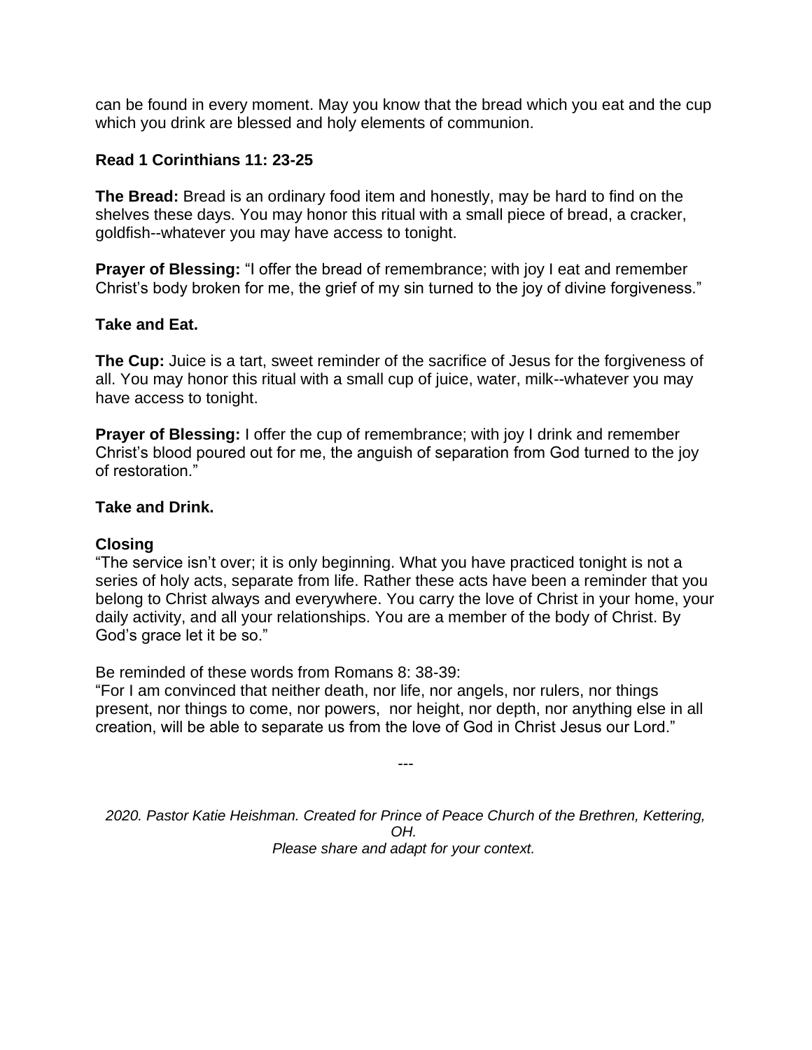can be found in every moment. May you know that the bread which you eat and the cup which you drink are blessed and holy elements of communion.

**Read 1 Corinthians 11: 23-25**

**The Bread:** Bread is an ordinary food item and honestly, may be hard to find on the shelves these days. You may honor this ritual with a small piece of bread, a cracker, goldfish--whatever you may have access to tonight.

**Prayer of Blessing:** "I offer the bread of remembrance; with joy I eat and remember Christ's body broken for me, the grief of my sin turned to the joy of divine forgiveness."

**Take and Eat.**

**The Cup:** Juice is a tart, sweet reminder of the sacrifice of Jesus for the forgiveness of all. You may honor this ritual with a small cup of juice, water, milk--whatever you may have access to tonight.

**Prayer of Blessing:** I offer the cup of remembrance; with joy I drink and remember Christ's blood poured out for me, the anguish of separation from God turned to the joy of restoration."

**Take and Drink.**

**Closing**

"The service isn't over; it is only beginning. What you have practiced tonight is not a series of holy acts, separate from life. Rather these acts have been a reminder that you belong to Christ always and everywhere. You carry the love of Christ in your home, your daily activity, and all your relationships. You are a member of the body of Christ. By God's grace let it be so."

Be reminded of these words from Romans 8: 38-39:

"For I am convinced that neither death, nor life, nor angels, nor rulers, nor things present, nor things to come, nor powers, nor height, nor depth, nor anything else in all creation, will be able to separate us from the love of God in Christ Jesus our Lord."

---

*2020. Pastor Katie Heishman. Created for Prince of Peace Church of the Brethren, Kettering, OH.*
*Please share and adapt for your context.*